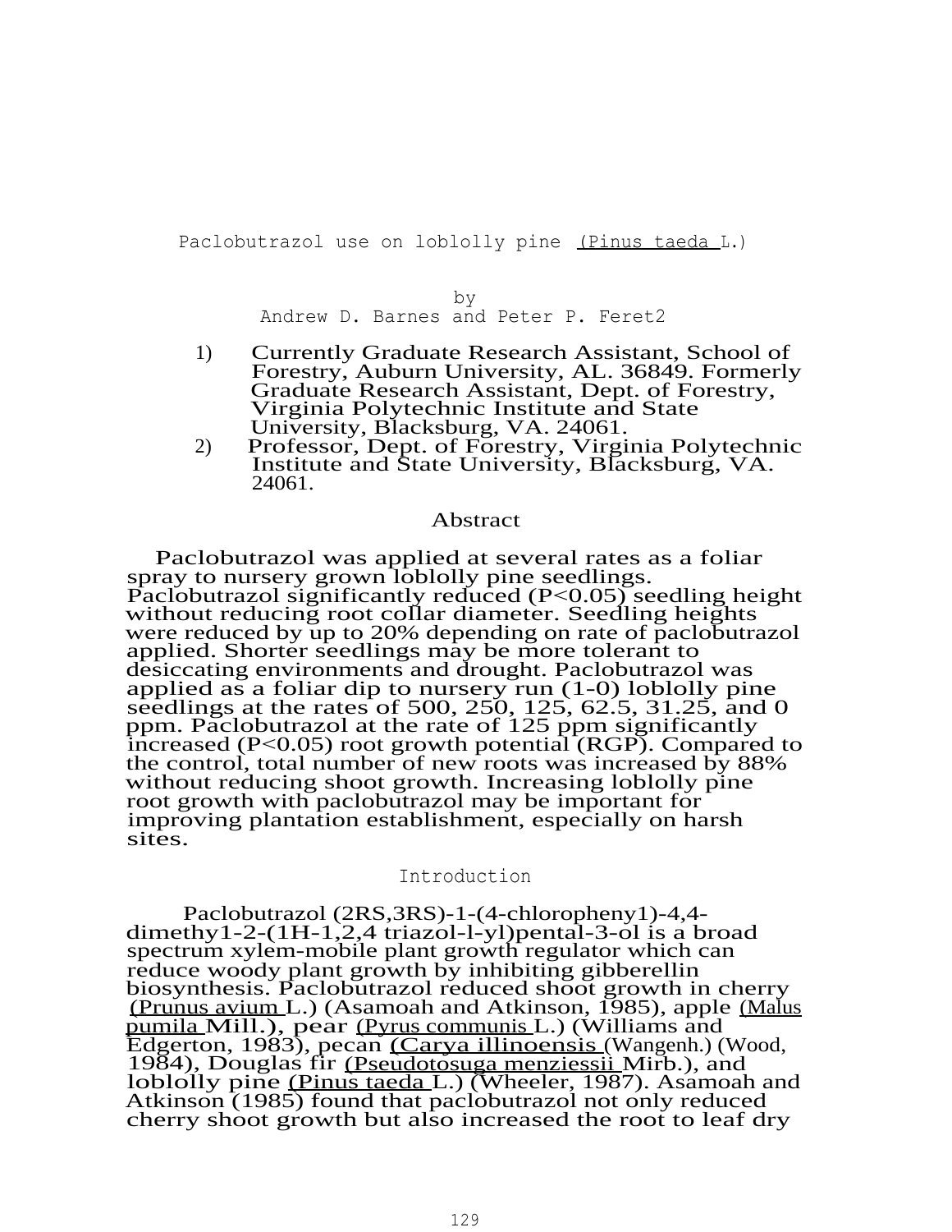# Paclobutrazol use on loblolly pine (*Pinus taeda* L.)

by
Andrew D. Barnes and Peter P. Feret2

1) Currently Graduate Research Assistant, School of Forestry, Auburn University, AL. 36849. Formerly Graduate Research Assistant, Dept. of Forestry, Virginia Polytechnic Institute and State University, Blacksburg, VA. 24061.
2) Professor, Dept. of Forestry, Virginia Polytechnic Institute and State University, Blacksburg, VA. 24061.

## Abstract

Paclobutrazol was applied at several rates as a foliar spray to nursery grown loblolly pine seedlings. Paclobutrazol significantly reduced ($P<0.05$) seedling height without reducing root collar diameter. Seedling heights were reduced by up to 20% depending on rate of paclobutrazol applied. Shorter seedlings may be more tolerant to desiccating environments and drought. Paclobutrazol was applied as a foliar dip to nursery run (1-0) loblolly pine seedlings at the rates of 500, 250, 125, 62.5, 31.25, and 0 ppm. Paclobutrazol at the rate of 125 ppm significantly increased ($P<0.05$) root growth potential (RGP). Compared to the control, total number of new roots was increased by 88% without reducing shoot growth. Increasing loblolly pine root growth with paclobutrazol may be important for improving plantation establishment, especially on harsh sites.

## Introduction

Paclobutrazol (2RS,3RS)-1-(4-chloropheny1)-4,4-dimethy1-2-(1H-1,2,4 triazol-l-yl)pental-3-ol is a broad spectrum xylem-mobile plant growth regulator which can reduce woody plant growth by inhibiting gibberellin biosynthesis. Paclobutrazol reduced shoot growth in cherry (*Prunus avium* L.) (Asamoah and Atkinson, 1985), apple (*Malus pumila* Mill.), pear (*Pyrus communis* L.) (Williams and Edgerton, 1983), pecan (*Carya illinoensis* (Wangenh.) (Wood, 1984), Douglas fir (*Pseudotosuga menziessii* Mirb.), and loblolly pine (*Pinus taeda* L.) (Wheeler, 1987). Asamoah and Atkinson (1985) found that paclobutrazol not only reduced cherry shoot growth but also increased the root to leaf dry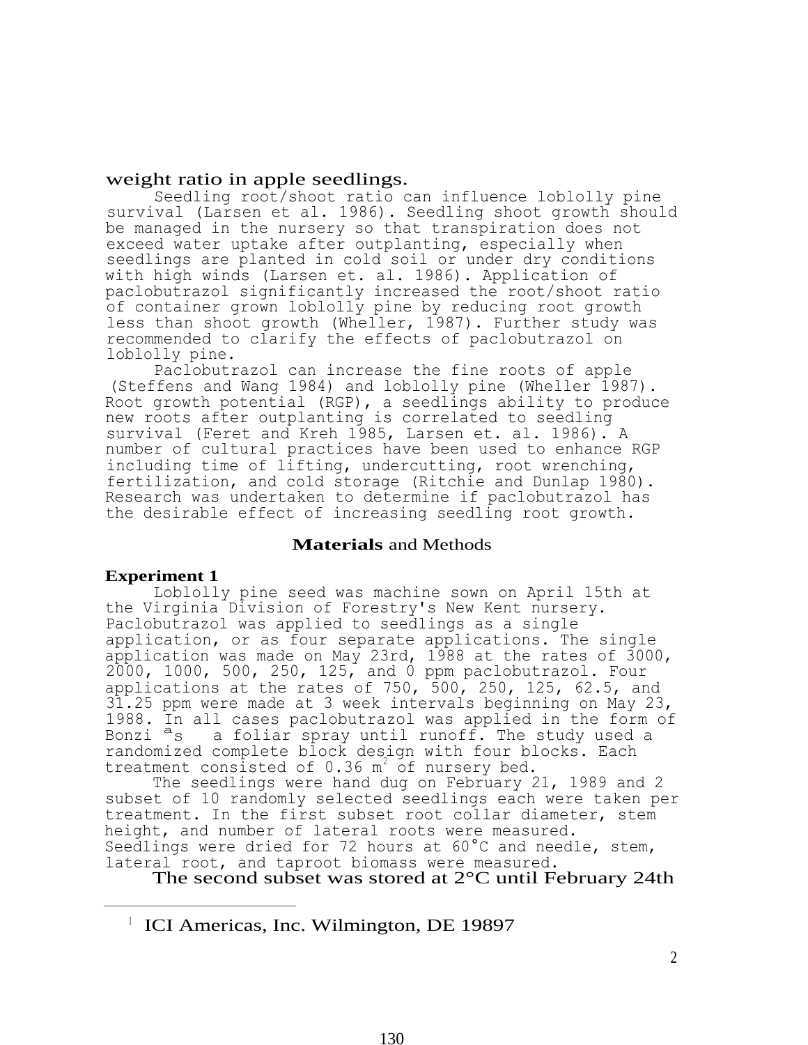weight ratio in apple seedlings.

Seedling root/shoot ratio can influence loblolly pine survival (Larsen et al. 1986). Seedling shoot growth should be managed in the nursery so that transpiration does not exceed water uptake after outplanting, especially when seedlings are planted in cold soil or under dry conditions with high winds (Larsen et. al. 1986). Application of paclobutrazol significantly increased the root/shoot ratio of container grown loblolly pine by reducing root growth less than shoot growth (Wheller, 1987). Further study was recommended to clarify the effects of paclobutrazol on loblolly pine.

Paclobutrazol can increase the fine roots of apple (Steffens and Wang 1984) and loblolly pine (Wheller 1987). Root growth potential (RGP), a seedlings ability to produce new roots after outplanting is correlated to seedling survival (Feret and Kreh 1985, Larsen et. al. 1986). A number of cultural practices have been used to enhance RGP including time of lifting, undercutting, root wrenching, fertilization, and cold storage (Ritchie and Dunlap 1980). Research was undertaken to determine if paclobutrazol has the desirable effect of increasing seedling root growth.

## **Materials** and Methods

### Experiment 1

Loblolly pine seed was machine sown on April 15th at the Virginia Division of Forestry's New Kent nursery. Paclobutrazol was applied to seedlings as a single application, or as four separate applications. The single application was made on May 23rd, 1988 at the rates of 3000, 2000, 1000, 500, 250, 125, and 0 ppm paclobutrazol. Four applications at the rates of 750, 500, 250, 125, 62.5, and 31.25 ppm were made at 3 week intervals beginning on May 23, 1988. In all cases paclobutrazol was applied in the form of Bonzi [a]s a foliar spray until runoff. The study used a randomized complete block design with four blocks. Each treatment consisted of 0.36 $m^2$ of nursery bed.

The seedlings were hand dug on February 21, 1989 and 2 subset of 10 randomly selected seedlings each were taken per treatment. In the first subset root collar diameter, stem height, and number of lateral roots were measured. Seedlings were dried for 72 hours at 60°C and needle, stem, lateral root, and taproot biomass were measured.

The second subset was stored at 2°C until February 24th

---

[1] ICI Americas, Inc. Wilmington, DE 19897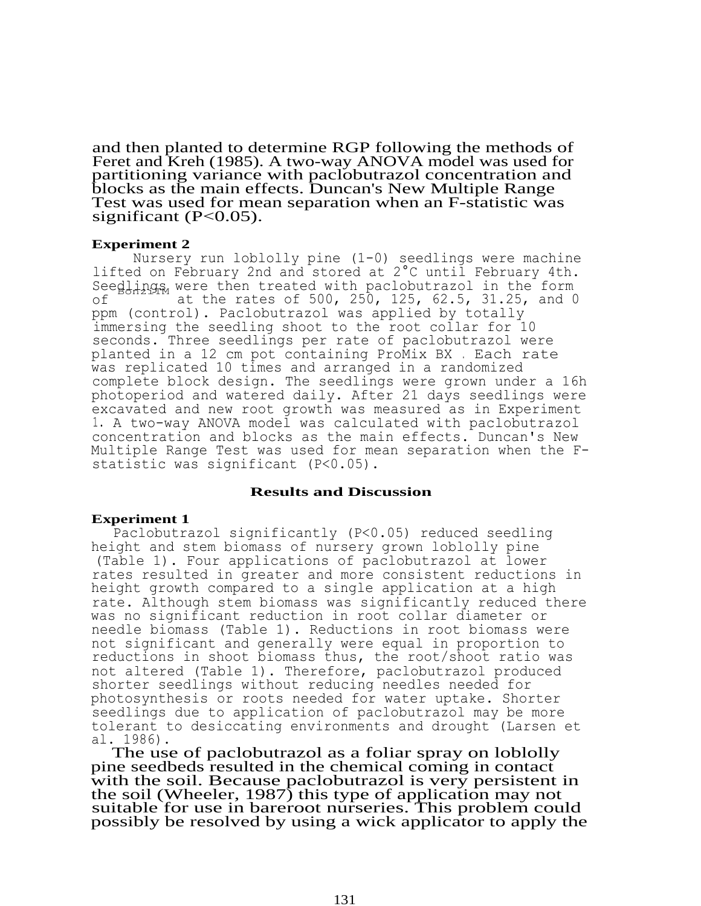and then planted to determine RGP following the methods of Feret and Kreh (1985). A two-way ANOVA model was used for partitioning variance with paclobutrazol concentration and blocks as the main effects. Duncan's New Multiple Range Test was used for mean separation when an F-statistic was significant ($P<0.05$).

**Experiment 2**

Nursery run loblolly pine (1-0) seedlings were machine lifted on February 2nd and stored at 2°C until February 4th. Seedlings were then treated with paclobutrazol in the form of Bonzi TM at the rates of 500, 250, 125, 62.5, 31.25, and 0 ppm (control). Paclobutrazol was applied by totally immersing the seedling shoot to the root collar for 10 seconds. Three seedlings per rate of paclobutrazol were planted in a 12 cm pot containing ProMix BX . Each rate was replicated 10 times and arranged in a randomized complete block design. The seedlings were grown under a 16h photoperiod and watered daily. After 21 days seedlings were excavated and new root growth was measured as in Experiment 1. A two-way ANOVA model was calculated with paclobutrazol concentration and blocks as the main effects. Duncan's New Multiple Range Test was used for mean separation when the F-statistic was significant ($P<0.05$).

## Results and Discussion

**Experiment 1**

Paclobutrazol significantly ($P<0.05$) reduced seedling height and stem biomass of nursery grown loblolly pine (Table 1). Four applications of paclobutrazol at lower rates resulted in greater and more consistent reductions in height growth compared to a single application at a high rate. Although stem biomass was significantly reduced there was no significant reduction in root collar diameter or needle biomass (Table 1). Reductions in root biomass were not significant and generally were equal in proportion to reductions in shoot biomass thus, the root/shoot ratio was not altered (Table 1). Therefore, paclobutrazol produced shorter seedlings without reducing needles needed for photosynthesis or roots needed for water uptake. Shorter seedlings due to application of paclobutrazol may be more tolerant to desiccating environments and drought (Larsen et al. 1986).

The use of paclobutrazol as a foliar spray on loblolly pine seedbeds resulted in the chemical coming in contact with the soil. Because paclobutrazol is very persistent in the soil (Wheeler, 1987) this type of application may not suitable for use in bareroot nurseries. This problem could possibly be resolved by using a wick applicator to apply the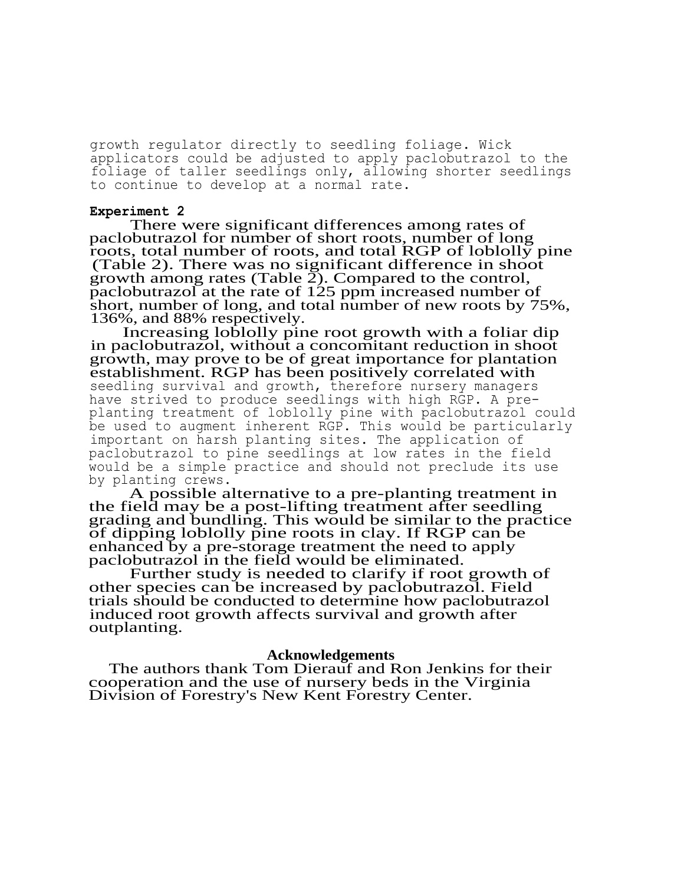growth regulator directly to seedling foliage. Wick applicators could be adjusted to apply paclobutrazol to the foliage of taller seedlings only, allowing shorter seedlings to continue to develop at a normal rate.

**Experiment 2**

There were significant differences among rates of paclobutrazol for number of short roots, number of long roots, total number of roots, and total RGP of loblolly pine (Table 2). There was no significant difference in shoot growth among rates (Table 2). Compared to the control, paclobutrazol at the rate of 125 ppm increased number of short, number of long, and total number of new roots by 75%, 136%, and 88% respectively.

Increasing loblolly pine root growth with a foliar dip in paclobutrazol, without a concomitant reduction in shoot growth, may prove to be of great importance for plantation establishment. RGP has been positively correlated with seedling survival and growth, therefore nursery managers have strived to produce seedlings with high RGP. A pre-planting treatment of loblolly pine with paclobutrazol could be used to augment inherent RGP. This would be particularly important on harsh planting sites. The application of paclobutrazol to pine seedlings at low rates in the field would be a simple practice and should not preclude its use by planting crews.

A possible alternative to a pre-planting treatment in the field may be a post-lifting treatment after seedling grading and bundling. This would be similar to the practice of dipping loblolly pine roots in clay. If RGP can be enhanced by a pre-storage treatment the need to apply paclobutrazol in the field would be eliminated.

Further study is needed to clarify if root growth of other species can be increased by paclobutrazol. Field trials should be conducted to determine how paclobutrazol induced root growth affects survival and growth after outplanting.

## Acknowledgements

The authors thank Tom Dierauf and Ron Jenkins for their cooperation and the use of nursery beds in the Virginia Division of Forestry's New Kent Forestry Center.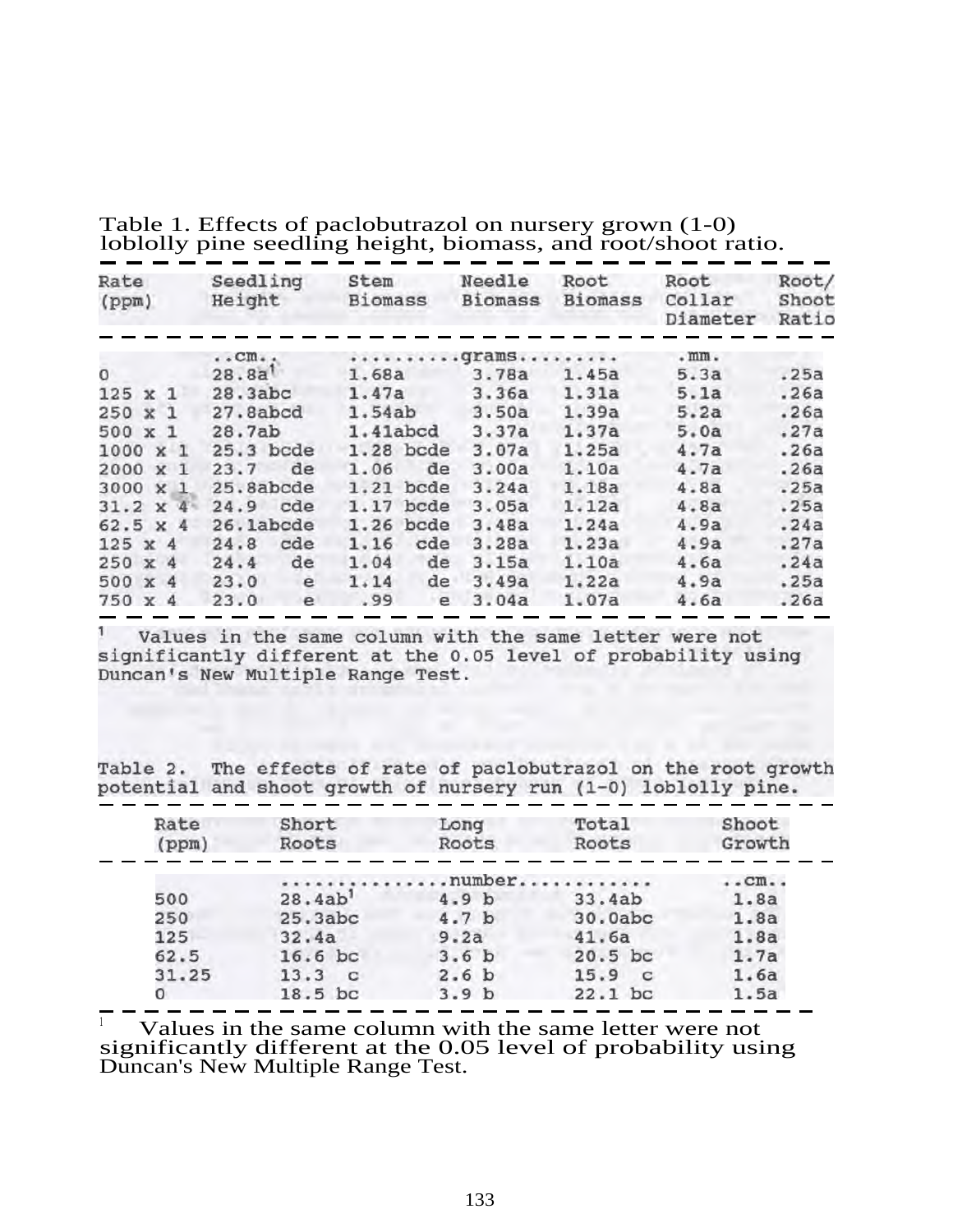Table 1. Effects of paclobutrazol on nursery grown (1-0) loblolly pine seedling height, biomass, and root/shoot ratio.

| Rate (ppm) | Seedling Height | Stem Biomass | Needle Biomass | Root Biomass | Root Collar Diameter | Root/ Shoot Ratio |
|---|---|---|---|---|---|---|
| | ..cm.. | ..........grams.......... | | | .mm. | |
| 0 | 28.8a[1] | 1.68a | 3.78a | 1.45a | 5.3a | .25a |
| 125 x 1 | 28.3abc | 1.47a | 3.36a | 1.31a | 5.1a | .26a |
| 250 x 1 | 27.8abcd | 1.54ab | 3.50a | 1.39a | 5.2a | .26a |
| 500 x 1 | 28.7ab | 1.41abcd | 3.37a | 1.37a | 5.0a | .27a |
| 1000 x 1 | 25.3 bcde | 1.28 bcde | 3.07a | 1.25a | 4.7a | .26a |
| 2000 x 1 | 23.7 de | 1.06 de | 3.00a | 1.10a | 4.7a | .26a |
| 3000 x 1 | 25.8abcde | 1.21 bcde | 3.24a | 1.18a | 4.8a | .25a |
| 31.2 x 4 | 24.9 cde | 1.17 bcde | 3.05a | 1.12a | 4.8a | .25a |
| 62.5 x 4 | 26.1abcde | 1.26 bcde | 3.48a | 1.24a | 4.9a | .24a |
| 125 x 4 | 24.8 cde | 1.16 cde | 3.28a | 1.23a | 4.9a | .27a |
| 250 x 4 | 24.4 de | 1.04 de | 3.15a | 1.10a | 4.6a | .24a |
| 500 x 4 | 23.0 e | 1.14 de | 3.49a | 1.22a | 4.9a | .25a |
| 750 x 4 | 23.0 e | .99 e | 3.04a | 1.07a | 4.6a | .26a |

[1] Values in the same column with the same letter were not significantly different at the 0.05 level of probability using Duncan's New Multiple Range Test.

Table 2. The effects of rate of paclobutrazol on the root growth potential and shoot growth of nursery run (1-0) loblolly pine.

| Rate (ppm) | Short Roots | Long Roots | Total Roots | Shoot Growth |
|---|---|---|---|---|
| | ..............number............ | | | ..cm.. |
| 500 | 28.4ab[1] | 4.9 b | 33.4ab | 1.8a |
| 250 | 25.3abc | 4.7 b | 30.0abc | 1.8a |
| 125 | 32.4a | 9.2a | 41.6a | 1.8a |
| 62.5 | 16.6 bc | 3.6 b | 20.5 bc | 1.7a |
| 31.25 | 13.3 c | 2.6 b | 15.9 c | 1.6a |
| 0 | 18.5 bc | 3.9 b | 22.1 bc | 1.5a |

[1] Values in the same column with the same letter were not significantly different at the 0.05 level of probability using Duncan's New Multiple Range Test.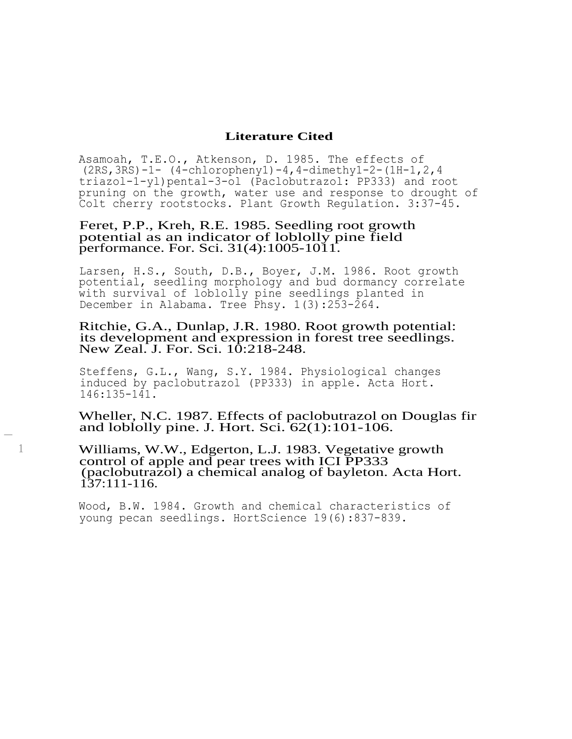## Literature Cited

Asamoah, T.E.O., Atkenson, D. 1985. The effects of (2RS,3RS)-1- (4-chloropheny1)-4,4-dimethy1-2-(1H-1,2,4 triazol-1-yl)pental-3-ol (Paclobutrazol: PP333) and root pruning on the growth, water use and response to drought of Colt cherry rootstocks. Plant Growth Regulation. 3:37-45.

Feret, P.P., Kreh, R.E. 1985. Seedling root growth potential as an indicator of loblolly pine field performance. For. Sci. 31(4):1005-1011.

Larsen, H.S., South, D.B., Boyer, J.M. 1986. Root growth potential, seedling morphology and bud dormancy correlate with survival of loblolly pine seedlings planted in December in Alabama. Tree Phsy. 1(3):253-264.

Ritchie, G.A., Dunlap, J.R. 1980. Root growth potential: its development and expression in forest tree seedlings. New Zeal. J. For. Sci. 10:218-248.

Steffens, G.L., Wang, S.Y. 1984. Physiological changes induced by paclobutrazol (PP333) in apple. Acta Hort. 146:135-141.

Wheller, N.C. 1987. Effects of paclobutrazol on Douglas fir and loblolly pine. J. Hort. Sci. 62(1):101-106.

Williams, W.W., Edgerton, L.J. 1983. Vegetative growth control of apple and pear trees with ICI PP333 (paclobutrazol) a chemical analog of bayleton. Acta Hort. 137:111-116.

Wood, B.W. 1984. Growth and chemical characteristics of young pecan seedlings. HortScience 19(6):837-839.